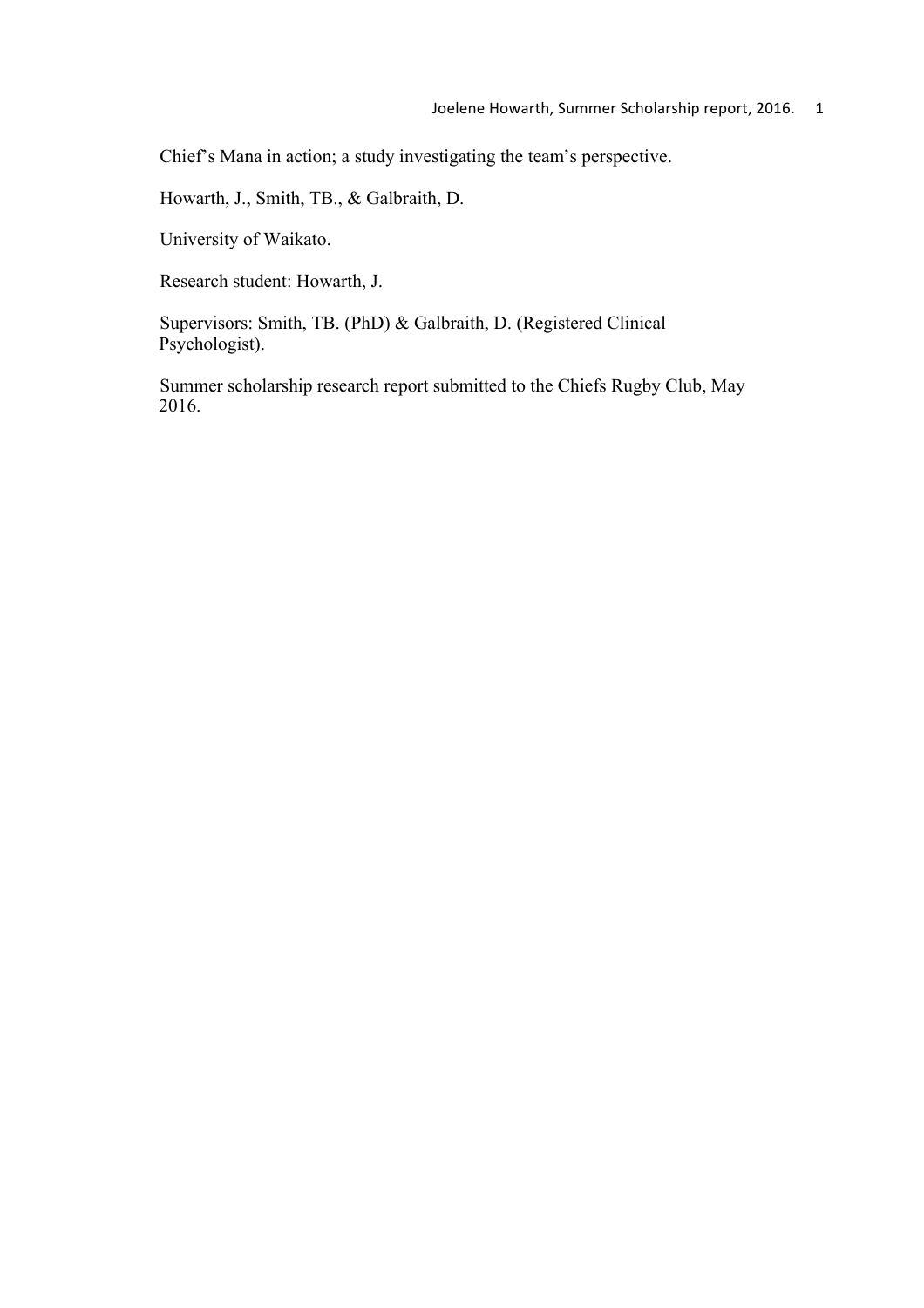Chief's Mana in action; a study investigating the team's perspective.

Howarth, J., Smith, TB., & Galbraith, D.

University of Waikato.

Research student: Howarth, J.

Supervisors: Smith, TB. (PhD) & Galbraith, D. (Registered Clinical Psychologist).

Summer scholarship research report submitted to the Chiefs Rugby Club, May 2016.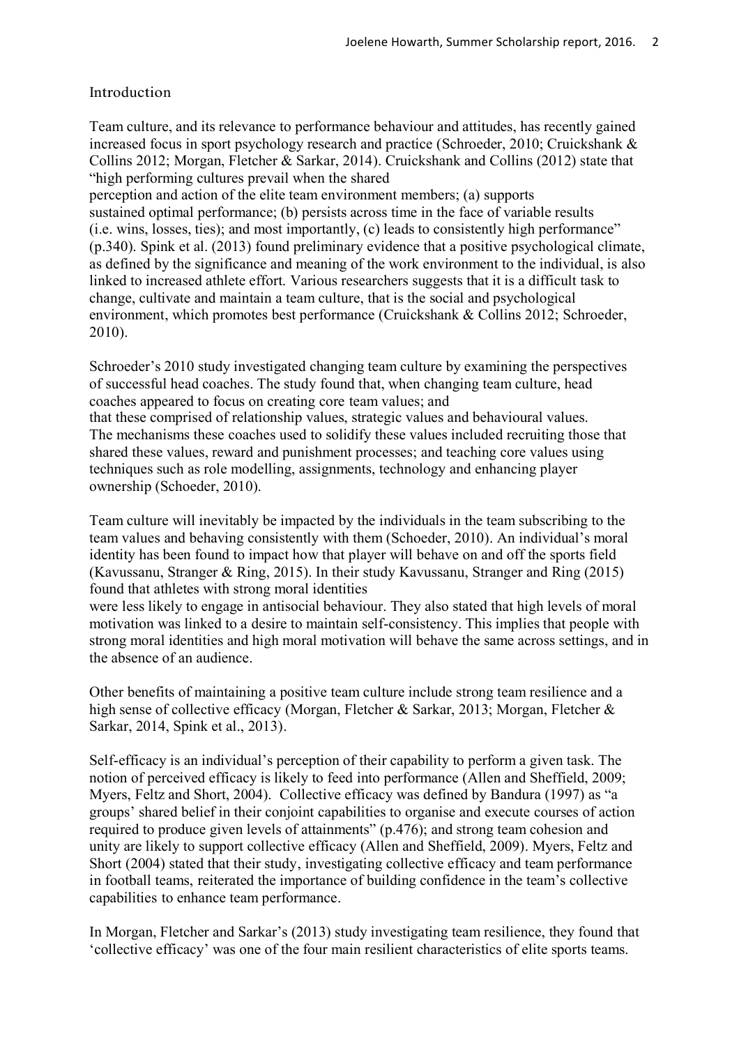## Introduction

Team culture, and its relevance to performance behaviour and attitudes, has recently gained increased focus in sport psychology research and practice (Schroeder, 2010; Cruickshank & Collins 2012; Morgan, Fletcher & Sarkar, 2014). Cruickshank and Collins (2012) state that "high performing cultures prevail when the shared perception and action of the elite team environment members; (a) supports sustained optimal performance; (b) persists across time in the face of variable results (i.e. wins, losses, ties); and most importantly, (c) leads to consistently high performance" (p.340). Spink et al. (2013) found preliminary evidence that a positive psychological climate, as defined by the significance and meaning of the work environment to the individual, is also linked to increased athlete effort. Various researchers suggests that it is a difficult task to change, cultivate and maintain a team culture, that is the social and psychological environment, which promotes best performance (Cruickshank & Collins 2012; Schroeder, 2010).

Schroeder's 2010 study investigated changing team culture by examining the perspectives of successful head coaches. The study found that, when changing team culture, head coaches appeared to focus on creating core team values; and that these comprised of relationship values, strategic values and behavioural values. The mechanisms these coaches used to solidify these values included recruiting those that shared these values, reward and punishment processes; and teaching core values using techniques such as role modelling, assignments, technology and enhancing player ownership (Schoeder, 2010).

Team culture will inevitably be impacted by the individuals in the team subscribing to the team values and behaving consistently with them (Schoeder, 2010). An individual's moral identity has been found to impact how that player will behave on and off the sports field (Kavussanu, Stranger & Ring, 2015). In their study Kavussanu, Stranger and Ring (2015) found that athletes with strong moral identities were less likely to engage in antisocial behaviour. They also stated that high levels of moral motivation was linked to a desire to maintain self-consistency. This implies that people with strong moral identities and high moral motivation will behave the same across settings, and in the absence of an audience.

Other benefits of maintaining a positive team culture include strong team resilience and a high sense of collective efficacy (Morgan, Fletcher & Sarkar, 2013; Morgan, Fletcher & Sarkar, 2014, Spink et al., 2013).

Self-efficacy is an individual's perception of their capability to perform a given task. The notion of perceived efficacy is likely to feed into performance (Allen and Sheffield, 2009; Myers, Feltz and Short, 2004). Collective efficacy was defined by Bandura (1997) as "a groups' shared belief in their conjoint capabilities to organise and execute courses of action required to produce given levels of attainments" (p.476); and strong team cohesion and unity are likely to support collective efficacy (Allen and Sheffield, 2009). Myers, Feltz and Short (2004) stated that their study, investigating collective efficacy and team performance in football teams, reiterated the importance of building confidence in the team's collective capabilities to enhance team performance.

In Morgan, Fletcher and Sarkar's (2013) study investigating team resilience, they found that 'collective efficacy' was one of the four main resilient characteristics of elite sports teams.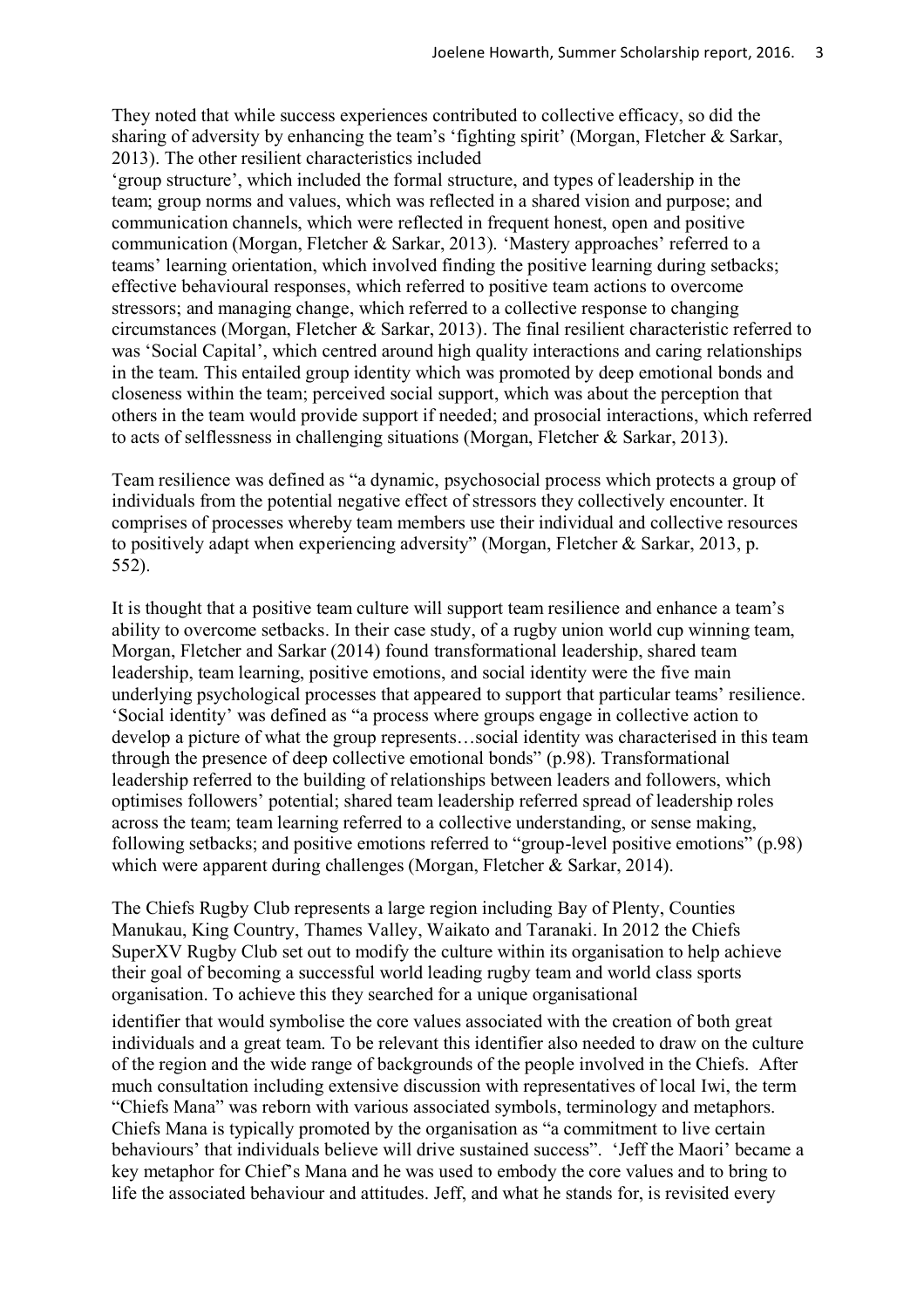They noted that while success experiences contributed to collective efficacy, so did the sharing of adversity by enhancing the team's 'fighting spirit' (Morgan, Fletcher & Sarkar, 2013). The other resilient characteristics included 'group structure', which included the formal structure, and types of leadership in the team; group norms and values, which was reflected in a shared vision and purpose; and communication channels, which were reflected in frequent honest, open and positive communication (Morgan, Fletcher & Sarkar, 2013). 'Mastery approaches' referred to a teams' learning orientation, which involved finding the positive learning during setbacks; effective behavioural responses, which referred to positive team actions to overcome stressors; and managing change, which referred to a collective response to changing circumstances (Morgan, Fletcher & Sarkar, 2013). The final resilient characteristic referred to was 'Social Capital', which centred around high quality interactions and caring relationships in the team. This entailed group identity which was promoted by deep emotional bonds and closeness within the team; perceived social support, which was about the perception that others in the team would provide support if needed; and prosocial interactions, which referred to acts of selflessness in challenging situations (Morgan, Fletcher & Sarkar, 2013).

Team resilience was defined as "a dynamic, psychosocial process which protects a group of individuals from the potential negative effect of stressors they collectively encounter. It comprises of processes whereby team members use their individual and collective resources to positively adapt when experiencing adversity" (Morgan, Fletcher & Sarkar, 2013, p. 552).

It is thought that a positive team culture will support team resilience and enhance a team's ability to overcome setbacks. In their case study, of a rugby union world cup winning team, Morgan, Fletcher and Sarkar (2014) found transformational leadership, shared team leadership, team learning, positive emotions, and social identity were the five main underlying psychological processes that appeared to support that particular teams' resilience. 'Social identity' was defined as "a process where groups engage in collective action to develop a picture of what the group represents…social identity was characterised in this team through the presence of deep collective emotional bonds" (p.98). Transformational leadership referred to the building of relationships between leaders and followers, which optimises followers' potential; shared team leadership referred spread of leadership roles across the team; team learning referred to a collective understanding, or sense making, following setbacks; and positive emotions referred to "group-level positive emotions" (p.98) which were apparent during challenges (Morgan, Fletcher & Sarkar, 2014).

The Chiefs Rugby Club represents a large region including Bay of Plenty, Counties Manukau, King Country, Thames Valley, Waikato and Taranaki. In 2012 the Chiefs SuperXV Rugby Club set out to modify the culture within its organisation to help achieve their goal of becoming a successful world leading rugby team and world class sports organisation. To achieve this they searched for a unique organisational identifier that would symbolise the core values associated with the creation of both great individuals and a great team. To be relevant this identifier also needed to draw on the culture of the region and the wide range of backgrounds of the people involved in the Chiefs. After much consultation including extensive discussion with representatives of local Iwi, the term "Chiefs Mana" was reborn with various associated symbols, terminology and metaphors. Chiefs Mana is typically promoted by the organisation as "a commitment to live certain behaviours' that individuals believe will drive sustained success". 'Jeff the Maori' became a key metaphor for Chief's Mana and he was used to embody the core values and to bring to life the associated behaviour and attitudes. Jeff, and what he stands for, is revisited every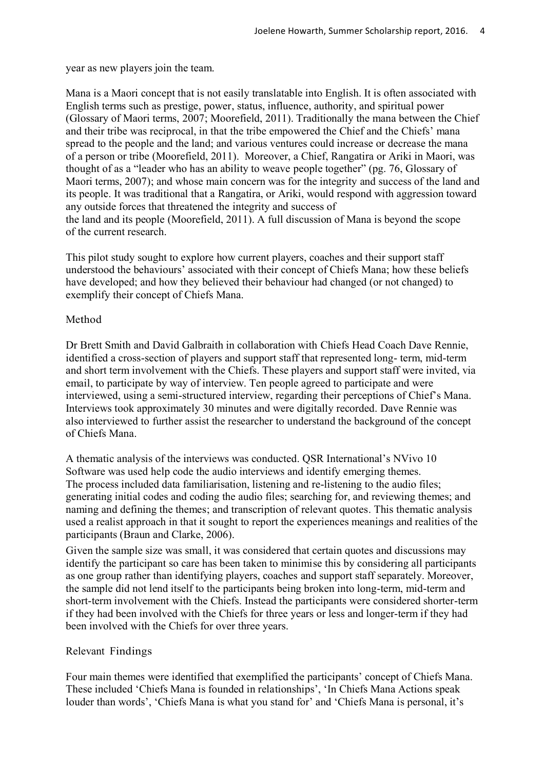year as new players join the team.

Mana is a Maori concept that is not easily translatable into English. It is often associated with English terms such as prestige, power, status, influence, authority, and spiritual power (Glossary of Maori terms, 2007; Moorefield, 2011). Traditionally the mana between the Chief and their tribe was reciprocal, in that the tribe empowered the Chief and the Chiefs' mana spread to the people and the land; and various ventures could increase or decrease the mana of a person or tribe (Moorefield, 2011). Moreover, a Chief, Rangatira or Ariki in Maori, was thought of as a "leader who has an ability to weave people together" (pg. 76, Glossary of Maori terms, 2007); and whose main concern was for the integrity and success of the land and its people. It was traditional that a Rangatira, or Ariki, would respond with aggression toward any outside forces that threatened the integrity and success of the land and its people (Moorefield, 2011). A full discussion of Mana is beyond the scope of the current research.

This pilot study sought to explore how current players, coaches and their support staff understood the behaviours' associated with their concept of Chiefs Mana; how these beliefs have developed; and how they believed their behaviour had changed (or not changed) to exemplify their concept of Chiefs Mana.

## Method

Dr Brett Smith and David Galbraith in collaboration with Chiefs Head Coach Dave Rennie, identified a cross-section of players and support staff that represented long- term, mid-term and short term involvement with the Chiefs. These players and support staff were invited, via email, to participate by way of interview. Ten people agreed to participate and were interviewed, using a semi-structured interview, regarding their perceptions of Chief's Mana. Interviews took approximately 30 minutes and were digitally recorded. Dave Rennie was also interviewed to further assist the researcher to understand the background of the concept of Chiefs Mana.

A thematic analysis of the interviews was conducted. QSR International's NVivo 10 Software was used help code the audio interviews and identify emerging themes. The process included data familiarisation, listening and re-listening to the audio files; generating initial codes and coding the audio files; searching for, and reviewing themes; and naming and defining the themes; and transcription of relevant quotes. This thematic analysis used a realist approach in that it sought to report the experiences meanings and realities of the participants (Braun and Clarke, 2006).

Given the sample size was small, it was considered that certain quotes and discussions may identify the participant so care has been taken to minimise this by considering all participants as one group rather than identifying players, coaches and support staff separately. Moreover, the sample did not lend itself to the participants being broken into long-term, mid-term and short-term involvement with the Chiefs. Instead the participants were considered shorter-term if they had been involved with the Chiefs for three years or less and longer-term if they had been involved with the Chiefs for over three years.

## Relevant Findings

Four main themes were identified that exemplified the participants' concept of Chiefs Mana. These included 'Chiefs Mana is founded in relationships', 'In Chiefs Mana Actions speak louder than words', 'Chiefs Mana is what you stand for' and 'Chiefs Mana is personal, it's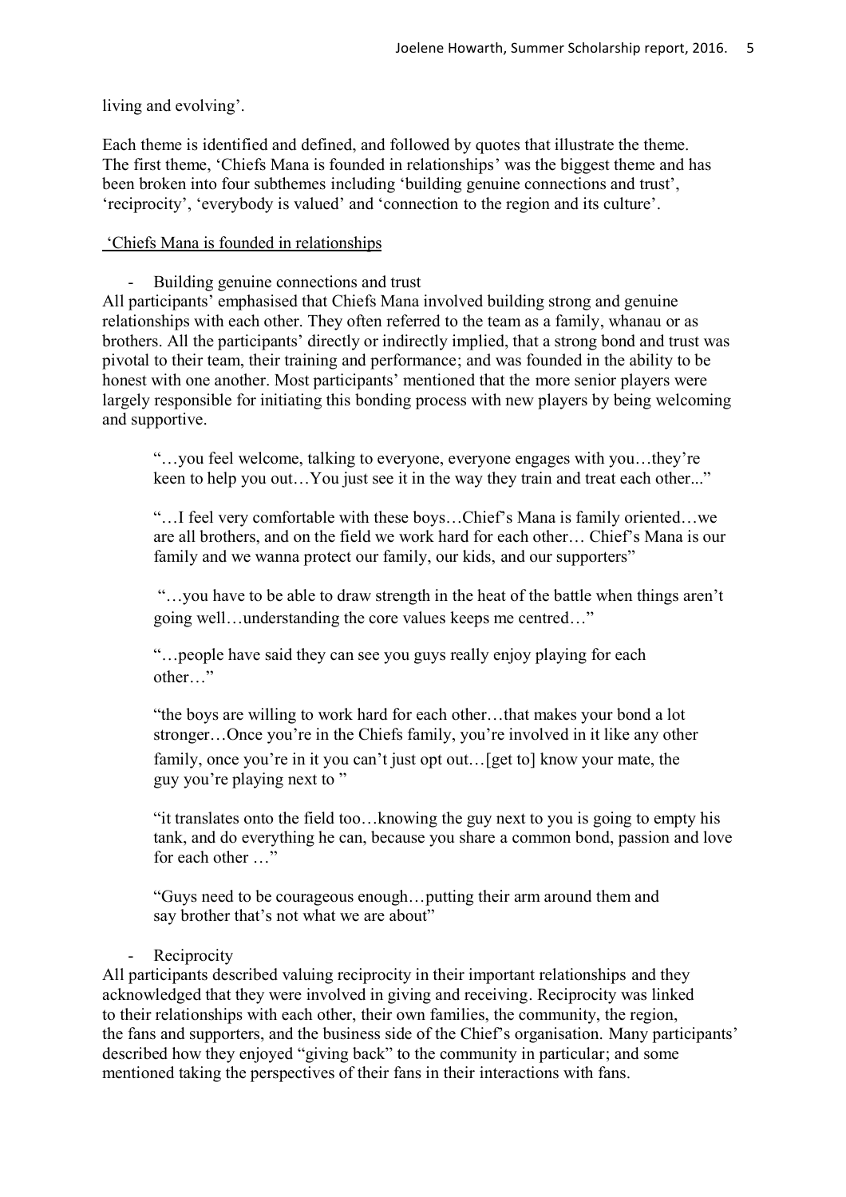living and evolving'.

Each theme is identified and defined, and followed by quotes that illustrate the theme. The first theme, 'Chiefs Mana is founded in relationships' was the biggest theme and has been broken into four subthemes including 'building genuine connections and trust', 'reciprocity', 'everybody is valued' and 'connection to the region and its culture'.

'Chiefs Mana is founded in relationships

- Building genuine connections and trust

All participants' emphasised that Chiefs Mana involved building strong and genuine relationships with each other. They often referred to the team as a family, whanau or as brothers. All the participants' directly or indirectly implied, that a strong bond and trust was pivotal to their team, their training and performance; and was founded in the ability to be honest with one another. Most participants' mentioned that the more senior players were largely responsible for initiating this bonding process with new players by being welcoming and supportive.

> "…you feel welcome, talking to everyone, everyone engages with you…they're keen to help you out…You just see it in the way they train and treat each other..."

> "…I feel very comfortable with these boys…Chief's Mana is family oriented…we are all brothers, and on the field we work hard for each other… Chief's Mana is our family and we wanna protect our family, our kids, and our supporters"

> "…you have to be able to draw strength in the heat of the battle when things aren't going well…understanding the core values keeps me centred…"

> "…people have said they can see you guys really enjoy playing for each other…"

> "the boys are willing to work hard for each other…that makes your bond a lot stronger…Once you're in the Chiefs family, you're involved in it like any other family, once you're in it you can't just opt out…[get to] know your mate, the guy you're playing next to "

> "it translates onto the field too…knowing the guy next to you is going to empty his tank, and do everything he can, because you share a common bond, passion and love for each other …"

> "Guys need to be courageous enough…putting their arm around them and say brother that's not what we are about"

- Reciprocity

All participants described valuing reciprocity in their important relationships and they acknowledged that they were involved in giving and receiving. Reciprocity was linked to their relationships with each other, their own families, the community, the region, the fans and supporters, and the business side of the Chief's organisation. Many participants' described how they enjoyed "giving back" to the community in particular; and some mentioned taking the perspectives of their fans in their interactions with fans.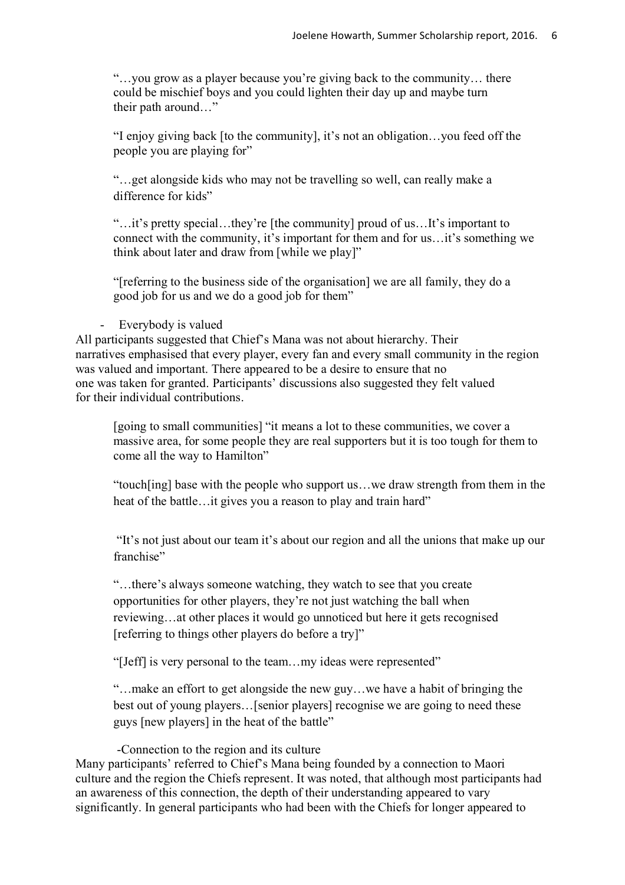"…you grow as a player because you're giving back to the community… there could be mischief boys and you could lighten their day up and maybe turn their path around…"

"I enjoy giving back [to the community], it's not an obligation…you feed off the people you are playing for"

"…get alongside kids who may not be travelling so well, can really make a difference for kids"

"…it's pretty special…they're [the community] proud of us…It's important to connect with the community, it's important for them and for us…it's something we think about later and draw from [while we play]"

"[referring to the business side of the organisation] we are all family, they do a good job for us and we do a good job for them"

- Everybody is valued

All participants suggested that Chief's Mana was not about hierarchy. Their narratives emphasised that every player, every fan and every small community in the region was valued and important. There appeared to be a desire to ensure that no one was taken for granted. Participants' discussions also suggested they felt valued for their individual contributions.

[going to small communities] "it means a lot to these communities, we cover a massive area, for some people they are real supporters but it is too tough for them to come all the way to Hamilton"

"touch[ing] base with the people who support us…we draw strength from them in the heat of the battle…it gives you a reason to play and train hard"

"It's not just about our team it's about our region and all the unions that make up our franchise"

"…there's always someone watching, they watch to see that you create opportunities for other players, they're not just watching the ball when reviewing…at other places it would go unnoticed but here it gets recognised [referring to things other players do before a try]"

"[Jeff] is very personal to the team…my ideas were represented"

"…make an effort to get alongside the new guy…we have a habit of bringing the best out of young players…[senior players] recognise we are going to need these guys [new players] in the heat of the battle"

-Connection to the region and its culture

Many participants' referred to Chief's Mana being founded by a connection to Maori culture and the region the Chiefs represent. It was noted, that although most participants had an awareness of this connection, the depth of their understanding appeared to vary significantly. In general participants who had been with the Chiefs for longer appeared to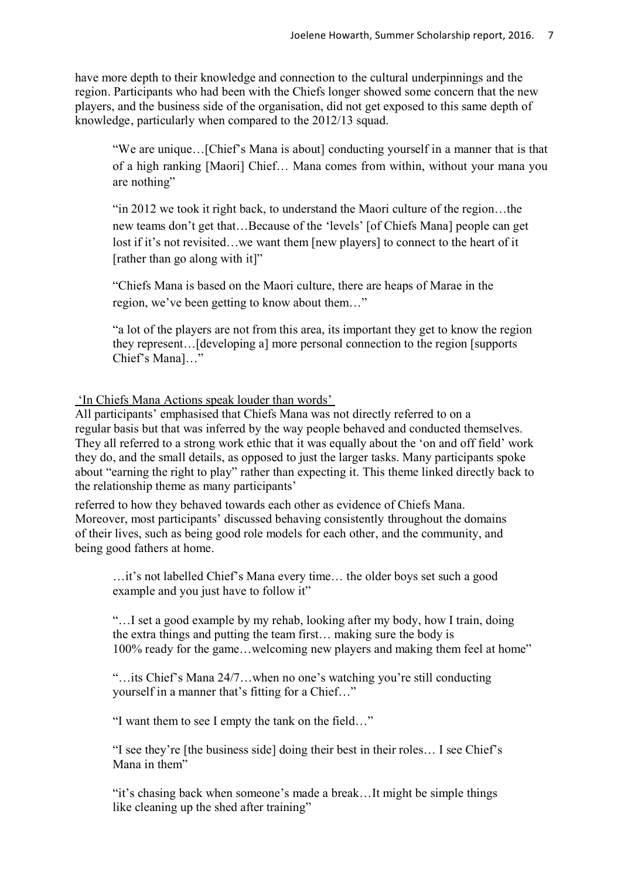have more depth to their knowledge and connection to the cultural underpinnings and the region. Participants who had been with the Chiefs longer showed some concern that the new players, and the business side of the organisation, did not get exposed to this same depth of knowledge, particularly when compared to the 2012/13 squad.

> "We are unique…[Chief's Mana is about] conducting yourself in a manner that is that of a high ranking [Maori] Chief… Mana comes from within, without your mana you are nothing"

> "in 2012 we took it right back, to understand the Maori culture of the region…the new teams don't get that…Because of the 'levels' [of Chiefs Mana] people can get lost if it's not revisited…we want them [new players] to connect to the heart of it [rather than go along with it]"

> "Chiefs Mana is based on the Maori culture, there are heaps of Marae in the region, we've been getting to know about them…"

> "a lot of the players are not from this area, its important they get to know the region they represent…[developing a] more personal connection to the region [supports Chief's Mana]…"

<u>'In Chiefs Mana Actions speak louder than words'</u>

All participants' emphasised that Chiefs Mana was not directly referred to on a regular basis but that was inferred by the way people behaved and conducted themselves. They all referred to a strong work ethic that it was equally about the 'on and off field' work they do, and the small details, as opposed to just the larger tasks. Many participants spoke about "earning the right to play" rather than expecting it. This theme linked directly back to the relationship theme as many participants' referred to how they behaved towards each other as evidence of Chiefs Mana. Moreover, most participants' discussed behaving consistently throughout the domains of their lives, such as being good role models for each other, and the community, and being good fathers at home.

> …it's not labelled Chief's Mana every time… the older boys set such a good example and you just have to follow it"

> "…I set a good example by my rehab, looking after my body, how I train, doing the extra things and putting the team first… making sure the body is 100% ready for the game…welcoming new players and making them feel at home"

> "…its Chief's Mana 24/7…when no one's watching you're still conducting yourself in a manner that's fitting for a Chief…"

> "I want them to see I empty the tank on the field…"

> "I see they're [the business side] doing their best in their roles… I see Chief's Mana in them"

> "it's chasing back when someone's made a break…It might be simple things like cleaning up the shed after training"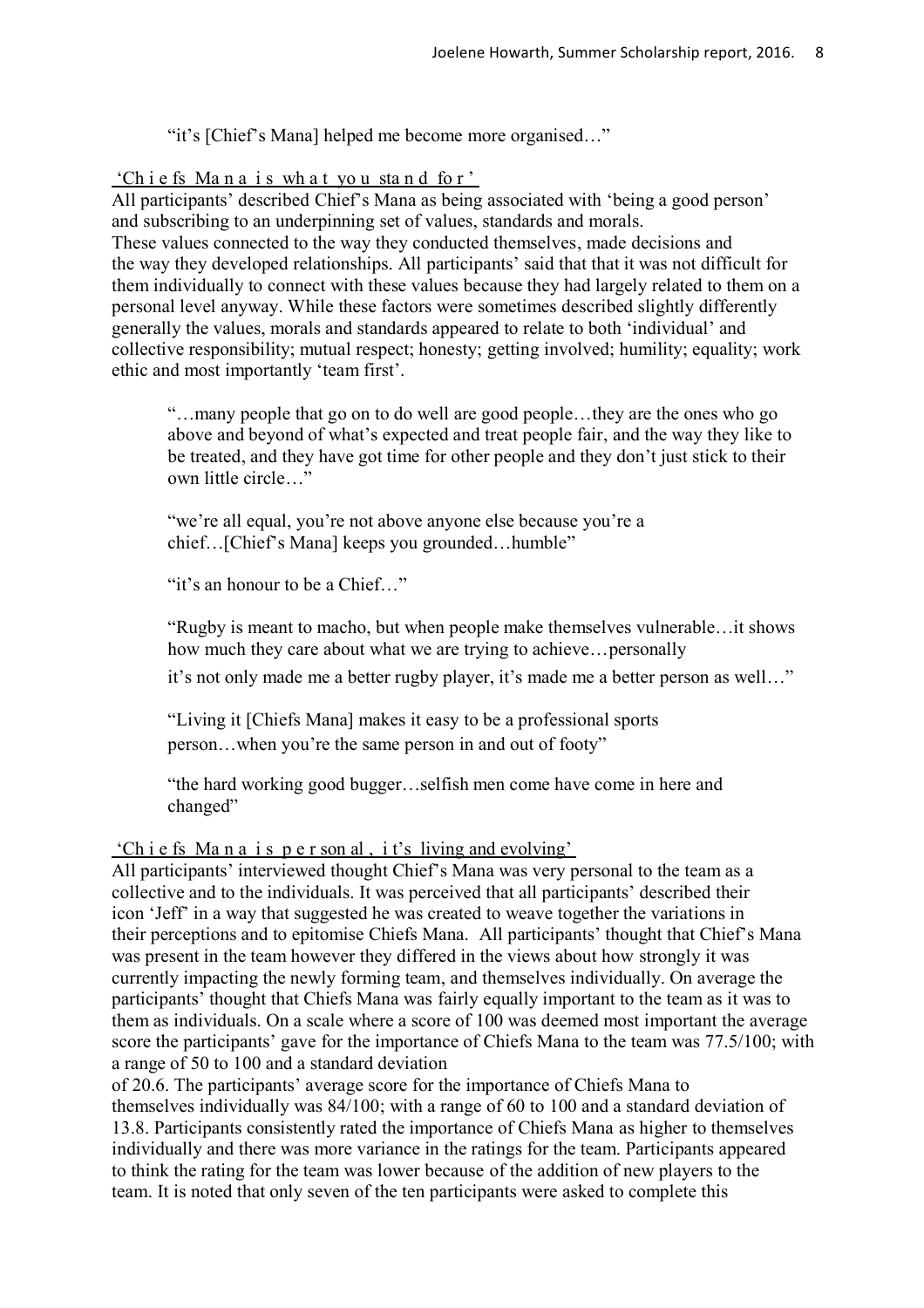"it's [Chief's Mana] helped me become more organised…"

### 'Chiefs Mana is what you stand for'

All participants' described Chief's Mana as being associated with 'being a good person' and subscribing to an underpinning set of values, standards and morals. These values connected to the way they conducted themselves, made decisions and the way they developed relationships. All participants' said that that it was not difficult for them individually to connect with these values because they had largely related to them on a personal level anyway. While these factors were sometimes described slightly differently generally the values, morals and standards appeared to relate to both 'individual' and collective responsibility; mutual respect; honesty; getting involved; humility; equality; work ethic and most importantly 'team first'.

> "…many people that go on to do well are good people…they are the ones who go above and beyond of what's expected and treat people fair, and the way they like to be treated, and they have got time for other people and they don't just stick to their own little circle…"

> "we're all equal, you're not above anyone else because you're a chief…[Chief's Mana] keeps you grounded…humble"

> "it's an honour to be a Chief…"

> "Rugby is meant to macho, but when people make themselves vulnerable…it shows how much they care about what we are trying to achieve…personally it's not only made me a better rugby player, it's made me a better person as well…"

> "Living it [Chiefs Mana] makes it easy to be a professional sports person…when you're the same person in and out of footy"

> "the hard working good bugger…selfish men come have come in here and changed"

### 'Chiefs Mana is personal, it's living and evolving'

All participants' interviewed thought Chief's Mana was very personal to the team as a collective and to the individuals. It was perceived that all participants' described their icon 'Jeff' in a way that suggested he was created to weave together the variations in their perceptions and to epitomise Chiefs Mana. All participants' thought that Chief's Mana was present in the team however they differed in the views about how strongly it was currently impacting the newly forming team, and themselves individually. On average the participants' thought that Chiefs Mana was fairly equally important to the team as it was to them as individuals. On a scale where a score of 100 was deemed most important the average score the participants' gave for the importance of Chiefs Mana to the team was 77.5/100; with a range of 50 to 100 and a standard deviation of 20.6. The participants' average score for the importance of Chiefs Mana to themselves individually was 84/100; with a range of 60 to 100 and a standard deviation of 13.8. Participants consistently rated the importance of Chiefs Mana as higher to themselves individually and there was more variance in the ratings for the team. Participants appeared to think the rating for the team was lower because of the addition of new players to the team. It is noted that only seven of the ten participants were asked to complete this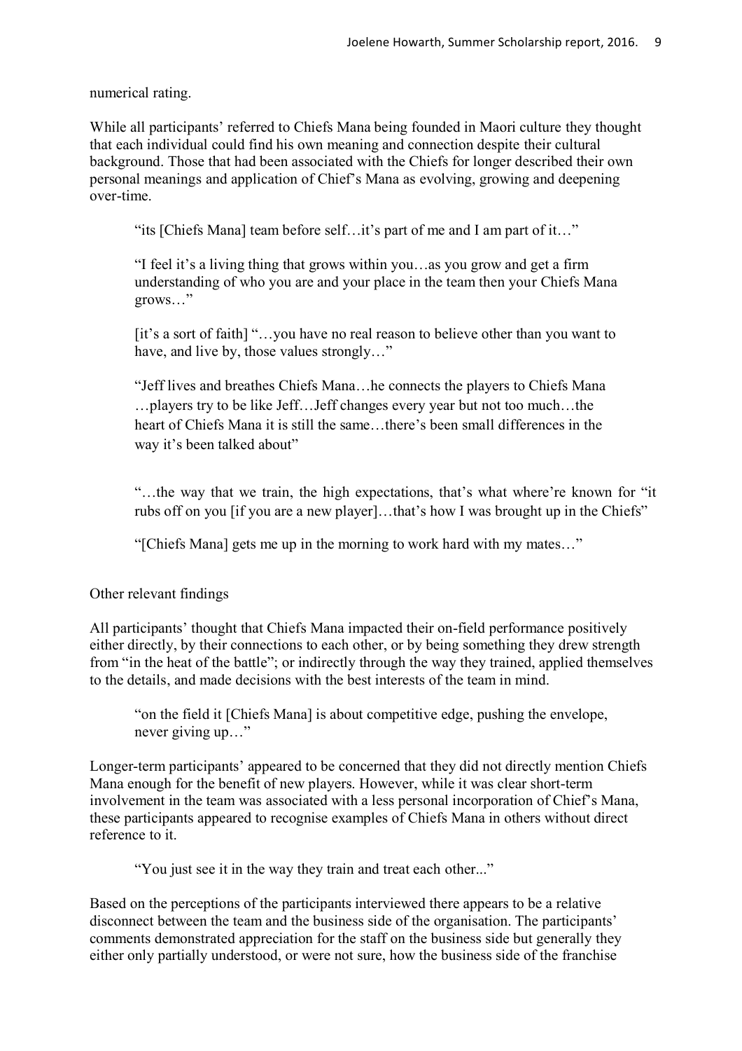numerical rating.

While all participants' referred to Chiefs Mana being founded in Maori culture they thought that each individual could find his own meaning and connection despite their cultural background. Those that had been associated with the Chiefs for longer described their own personal meanings and application of Chief's Mana as evolving, growing and deepening over-time.

> "its [Chiefs Mana] team before self…it's part of me and I am part of it…"
>
> "I feel it's a living thing that grows within you…as you grow and get a firm understanding of who you are and your place in the team then your Chiefs Mana grows…"
>
> [it's a sort of faith] "…you have no real reason to believe other than you want to have, and live by, those values strongly…"
>
> "Jeff lives and breathes Chiefs Mana…he connects the players to Chiefs Mana …players try to be like Jeff…Jeff changes every year but not too much…the heart of Chiefs Mana it is still the same…there's been small differences in the way it's been talked about"
>
> "…the way that we train, the high expectations, that's what where're known for "it rubs off on you [if you are a new player]…that's how I was brought up in the Chiefs"
>
> "[Chiefs Mana] gets me up in the morning to work hard with my mates…"

Other relevant findings

All participants' thought that Chiefs Mana impacted their on-field performance positively either directly, by their connections to each other, or by being something they drew strength from "in the heat of the battle"; or indirectly through the way they trained, applied themselves to the details, and made decisions with the best interests of the team in mind.

> "on the field it [Chiefs Mana] is about competitive edge, pushing the envelope, never giving up…"

Longer-term participants' appeared to be concerned that they did not directly mention Chiefs Mana enough for the benefit of new players. However, while it was clear short-term involvement in the team was associated with a less personal incorporation of Chief's Mana, these participants appeared to recognise examples of Chiefs Mana in others without direct reference to it.

> "You just see it in the way they train and treat each other..."

Based on the perceptions of the participants interviewed there appears to be a relative disconnect between the team and the business side of the organisation. The participants' comments demonstrated appreciation for the staff on the business side but generally they either only partially understood, or were not sure, how the business side of the franchise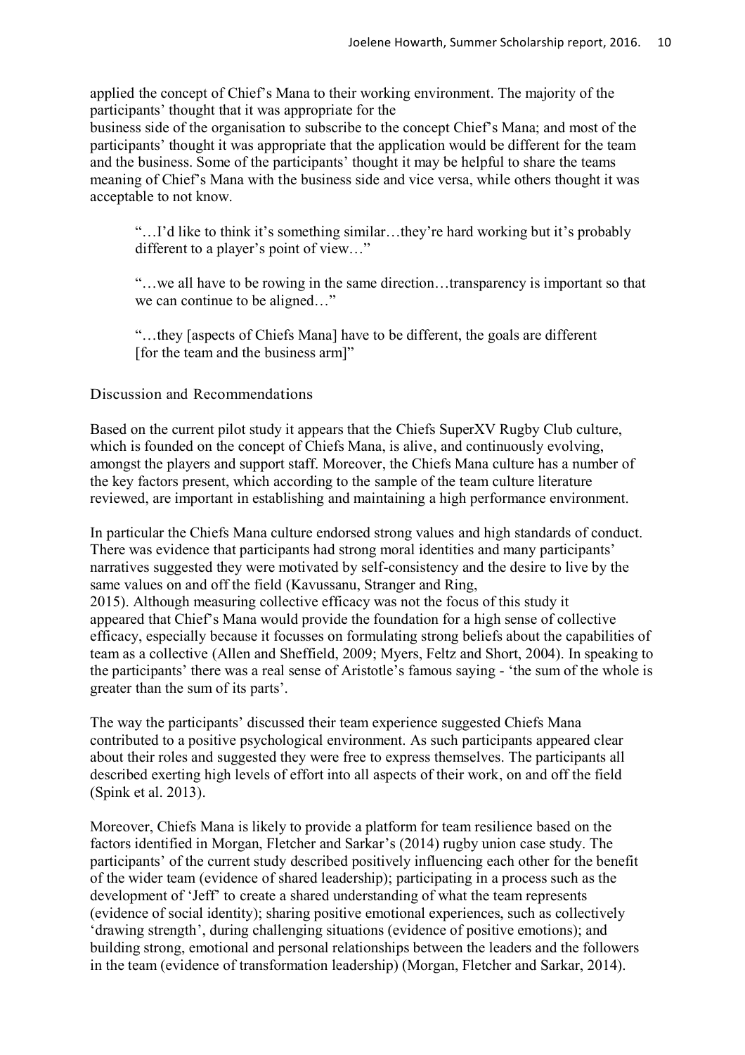applied the concept of Chief's Mana to their working environment. The majority of the participants' thought that it was appropriate for the business side of the organisation to subscribe to the concept Chief's Mana; and most of the participants' thought it was appropriate that the application would be different for the team and the business. Some of the participants' thought it may be helpful to share the teams meaning of Chief's Mana with the business side and vice versa, while others thought it was acceptable to not know.

> "…I'd like to think it's something similar…they're hard working but it's probably different to a player's point of view…"

> "…we all have to be rowing in the same direction…transparency is important so that we can continue to be aligned…"

> "…they [aspects of Chiefs Mana] have to be different, the goals are different [for the team and the business arm]"

## Discussion and Recommendations

Based on the current pilot study it appears that the Chiefs SuperXV Rugby Club culture, which is founded on the concept of Chiefs Mana, is alive, and continuously evolving, amongst the players and support staff. Moreover, the Chiefs Mana culture has a number of the key factors present, which according to the sample of the team culture literature reviewed, are important in establishing and maintaining a high performance environment.

In particular the Chiefs Mana culture endorsed strong values and high standards of conduct. There was evidence that participants had strong moral identities and many participants' narratives suggested they were motivated by self-consistency and the desire to live by the same values on and off the field (Kavussanu, Stranger and Ring, 2015). Although measuring collective efficacy was not the focus of this study it appeared that Chief's Mana would provide the foundation for a high sense of collective efficacy, especially because it focusses on formulating strong beliefs about the capabilities of team as a collective (Allen and Sheffield, 2009; Myers, Feltz and Short, 2004). In speaking to the participants' there was a real sense of Aristotle's famous saying - 'the sum of the whole is greater than the sum of its parts'.

The way the participants' discussed their team experience suggested Chiefs Mana contributed to a positive psychological environment. As such participants appeared clear about their roles and suggested they were free to express themselves. The participants all described exerting high levels of effort into all aspects of their work, on and off the field (Spink et al. 2013).

Moreover, Chiefs Mana is likely to provide a platform for team resilience based on the factors identified in Morgan, Fletcher and Sarkar's (2014) rugby union case study. The participants' of the current study described positively influencing each other for the benefit of the wider team (evidence of shared leadership); participating in a process such as the development of 'Jeff' to create a shared understanding of what the team represents (evidence of social identity); sharing positive emotional experiences, such as collectively 'drawing strength', during challenging situations (evidence of positive emotions); and building strong, emotional and personal relationships between the leaders and the followers in the team (evidence of transformation leadership) (Morgan, Fletcher and Sarkar, 2014).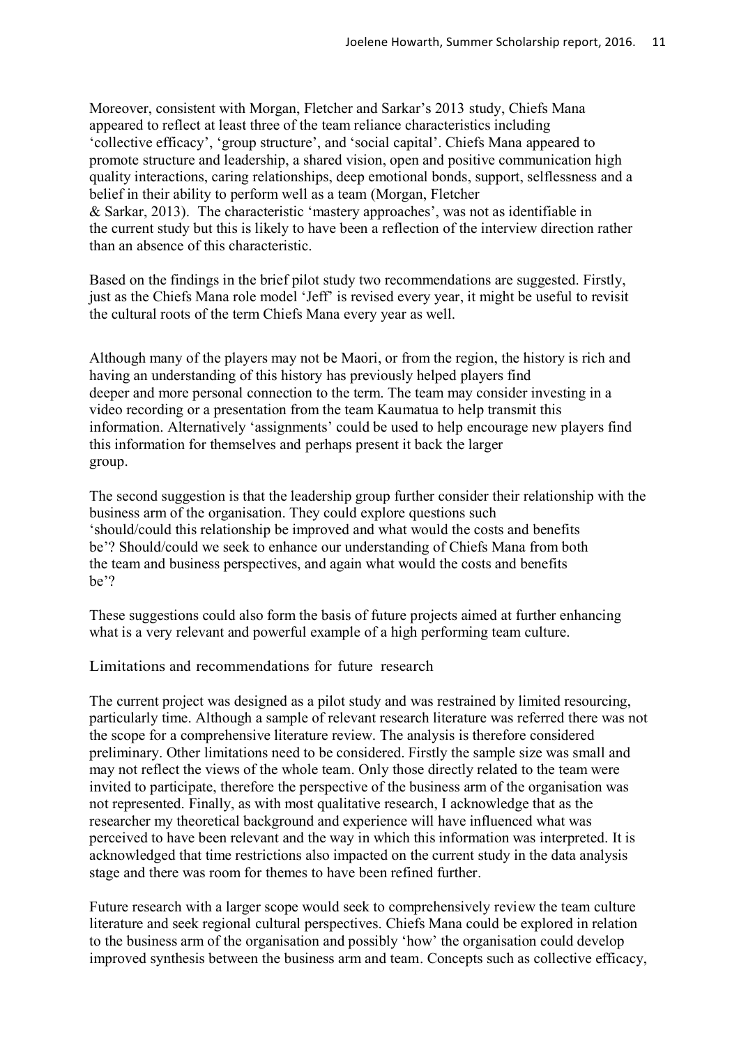Moreover, consistent with Morgan, Fletcher and Sarkar's 2013 study, Chiefs Mana appeared to reflect at least three of the team reliance characteristics including 'collective efficacy', 'group structure', and 'social capital'. Chiefs Mana appeared to promote structure and leadership, a shared vision, open and positive communication high quality interactions, caring relationships, deep emotional bonds, support, selflessness and a belief in their ability to perform well as a team (Morgan, Fletcher & Sarkar, 2013). The characteristic 'mastery approaches', was not as identifiable in the current study but this is likely to have been a reflection of the interview direction rather than an absence of this characteristic.

Based on the findings in the brief pilot study two recommendations are suggested. Firstly, just as the Chiefs Mana role model 'Jeff' is revised every year, it might be useful to revisit the cultural roots of the term Chiefs Mana every year as well.

Although many of the players may not be Maori, or from the region, the history is rich and having an understanding of this history has previously helped players find deeper and more personal connection to the term. The team may consider investing in a video recording or a presentation from the team Kaumatua to help transmit this information. Alternatively 'assignments' could be used to help encourage new players find this information for themselves and perhaps present it back the larger group.

The second suggestion is that the leadership group further consider their relationship with the business arm of the organisation. They could explore questions such 'should/could this relationship be improved and what would the costs and benefits be'? Should/could we seek to enhance our understanding of Chiefs Mana from both the team and business perspectives, and again what would the costs and benefits be'?

These suggestions could also form the basis of future projects aimed at further enhancing what is a very relevant and powerful example of a high performing team culture.

## Limitations and recommendations for future research

The current project was designed as a pilot study and was restrained by limited resourcing, particularly time. Although a sample of relevant research literature was referred there was not the scope for a comprehensive literature review. The analysis is therefore considered preliminary. Other limitations need to be considered. Firstly the sample size was small and may not reflect the views of the whole team. Only those directly related to the team were invited to participate, therefore the perspective of the business arm of the organisation was not represented. Finally, as with most qualitative research, I acknowledge that as the researcher my theoretical background and experience will have influenced what was perceived to have been relevant and the way in which this information was interpreted. It is acknowledged that time restrictions also impacted on the current study in the data analysis stage and there was room for themes to have been refined further.

Future research with a larger scope would seek to comprehensively review the team culture literature and seek regional cultural perspectives. Chiefs Mana could be explored in relation to the business arm of the organisation and possibly 'how' the organisation could develop improved synthesis between the business arm and team. Concepts such as collective efficacy,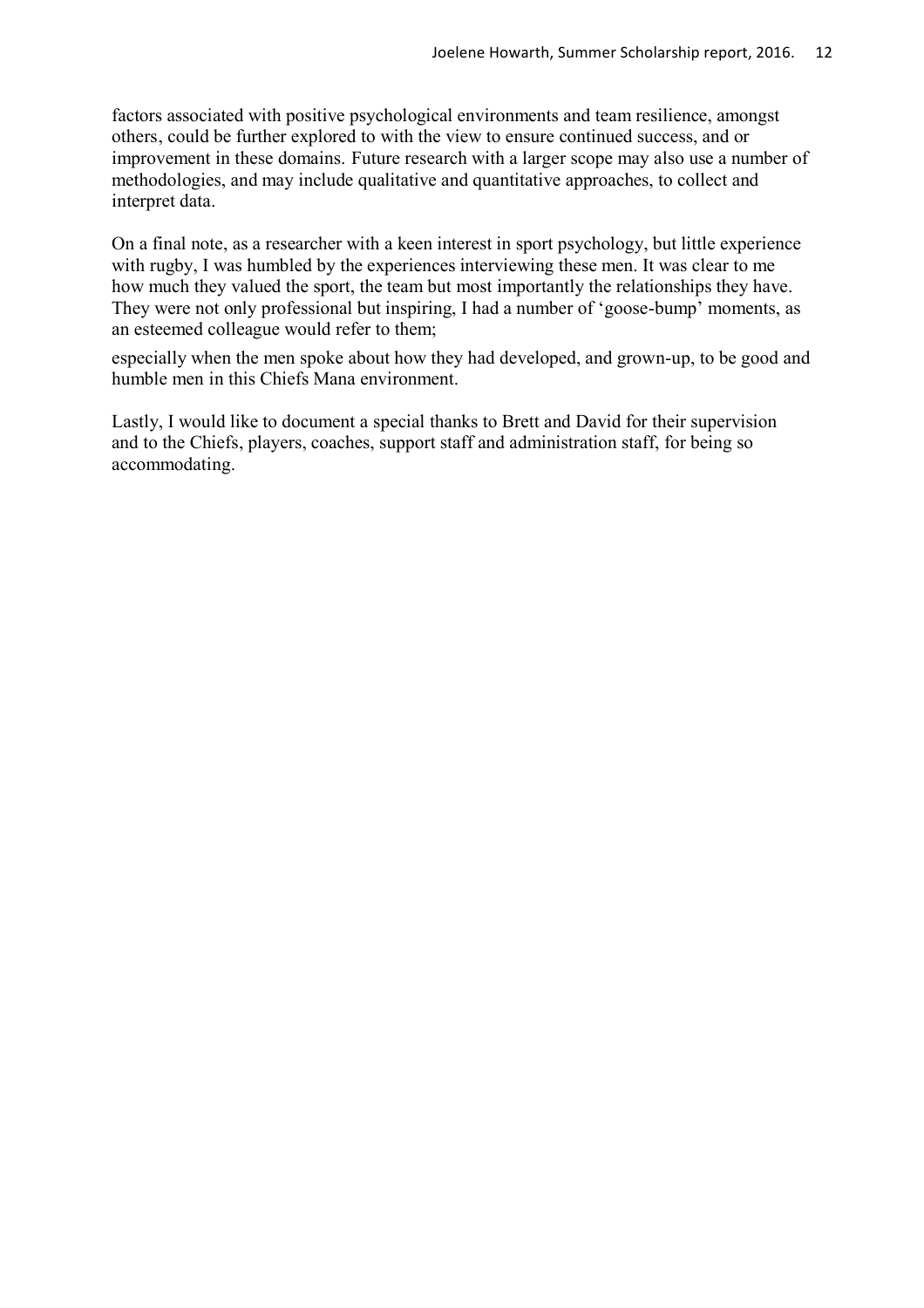factors associated with positive psychological environments and team resilience, amongst others, could be further explored to with the view to ensure continued success, and or improvement in these domains. Future research with a larger scope may also use a number of methodologies, and may include qualitative and quantitative approaches, to collect and interpret data.

On a final note, as a researcher with a keen interest in sport psychology, but little experience with rugby, I was humbled by the experiences interviewing these men. It was clear to me how much they valued the sport, the team but most importantly the relationships they have. They were not only professional but inspiring, I had a number of 'goose-bump' moments, as an esteemed colleague would refer to them;

especially when the men spoke about how they had developed, and grown-up, to be good and humble men in this Chiefs Mana environment.

Lastly, I would like to document a special thanks to Brett and David for their supervision and to the Chiefs, players, coaches, support staff and administration staff, for being so accommodating.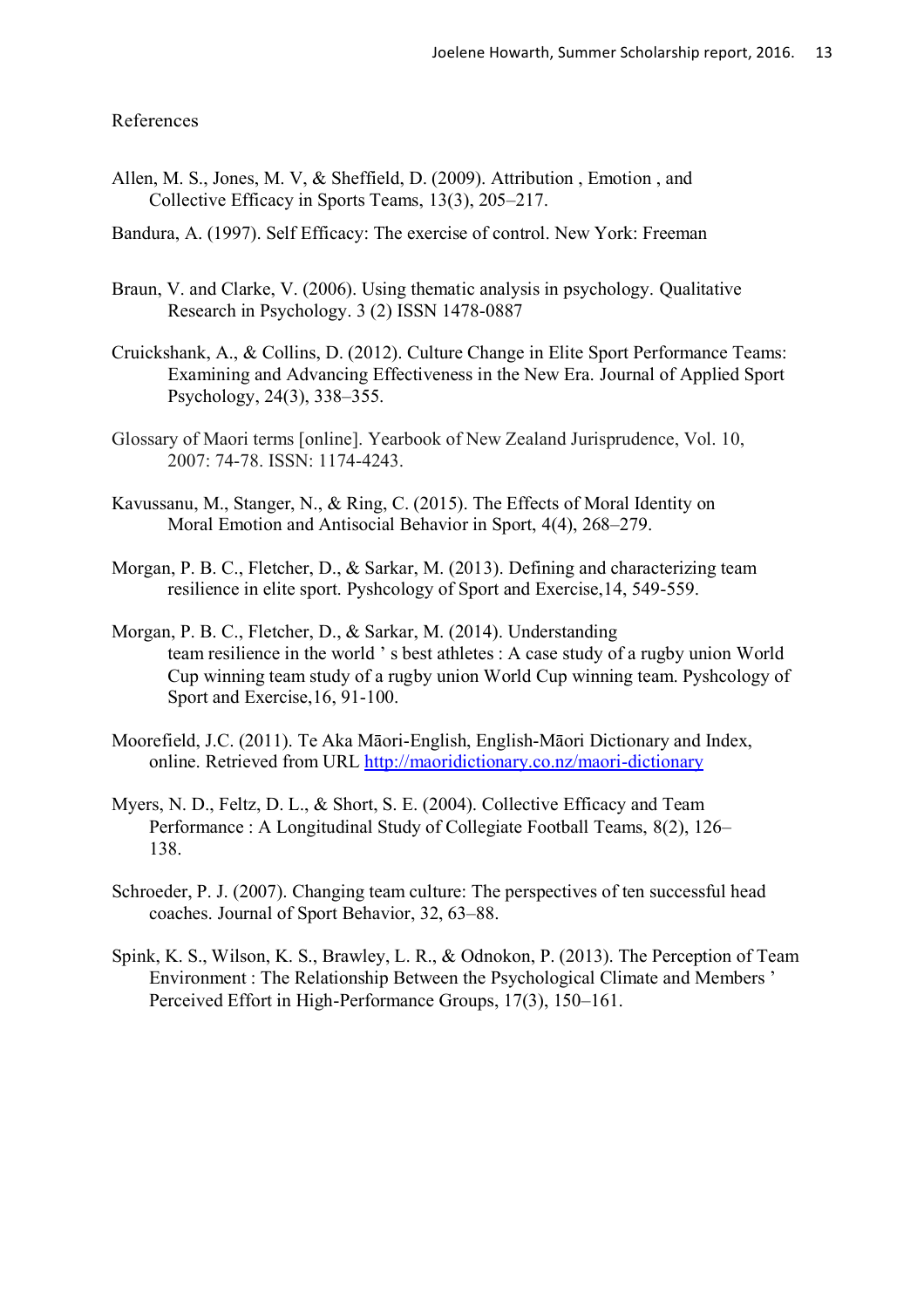References

Allen, M. S., Jones, M. V, & Sheffield, D. (2009). Attribution , Emotion , and Collective Efficacy in Sports Teams, 13(3), 205–217.

Bandura, A. (1997). Self Efficacy: The exercise of control. New York: Freeman

Braun, V. and Clarke, V. (2006). Using thematic analysis in psychology. Qualitative Research in Psychology. 3 (2) ISSN 1478-0887

Cruickshank, A., & Collins, D. (2012). Culture Change in Elite Sport Performance Teams: Examining and Advancing Effectiveness in the New Era. Journal of Applied Sport Psychology, 24(3), 338–355.

Glossary of Maori terms [online]. Yearbook of New Zealand Jurisprudence, Vol. 10, 2007: 74-78. ISSN: 1174-4243.

Kavussanu, M., Stanger, N., & Ring, C. (2015). The Effects of Moral Identity on Moral Emotion and Antisocial Behavior in Sport, 4(4), 268–279.

Morgan, P. B. C., Fletcher, D., & Sarkar, M. (2013). Defining and characterizing team resilience in elite sport. Pyshcology of Sport and Exercise,14, 549-559.

Morgan, P. B. C., Fletcher, D., & Sarkar, M. (2014). Understanding team resilience in the world ' s best athletes : A case study of a rugby union World Cup winning team study of a rugby union World Cup winning team. Pyshcology of Sport and Exercise,16, 91-100.

Moorefield, J.C. (2011). Te Aka Māori-English, English-Māori Dictionary and Index, online. Retrieved from URL http://maoridictionary.co.nz/maori-dictionary

Myers, N. D., Feltz, D. L., & Short, S. E. (2004). Collective Efficacy and Team Performance : A Longitudinal Study of Collegiate Football Teams, 8(2), 126–138.

Schroeder, P. J. (2007). Changing team culture: The perspectives of ten successful head coaches. Journal of Sport Behavior, 32, 63–88.

Spink, K. S., Wilson, K. S., Brawley, L. R., & Odnokon, P. (2013). The Perception of Team Environment : The Relationship Between the Psychological Climate and Members ' Perceived Effort in High-Performance Groups, 17(3), 150–161.